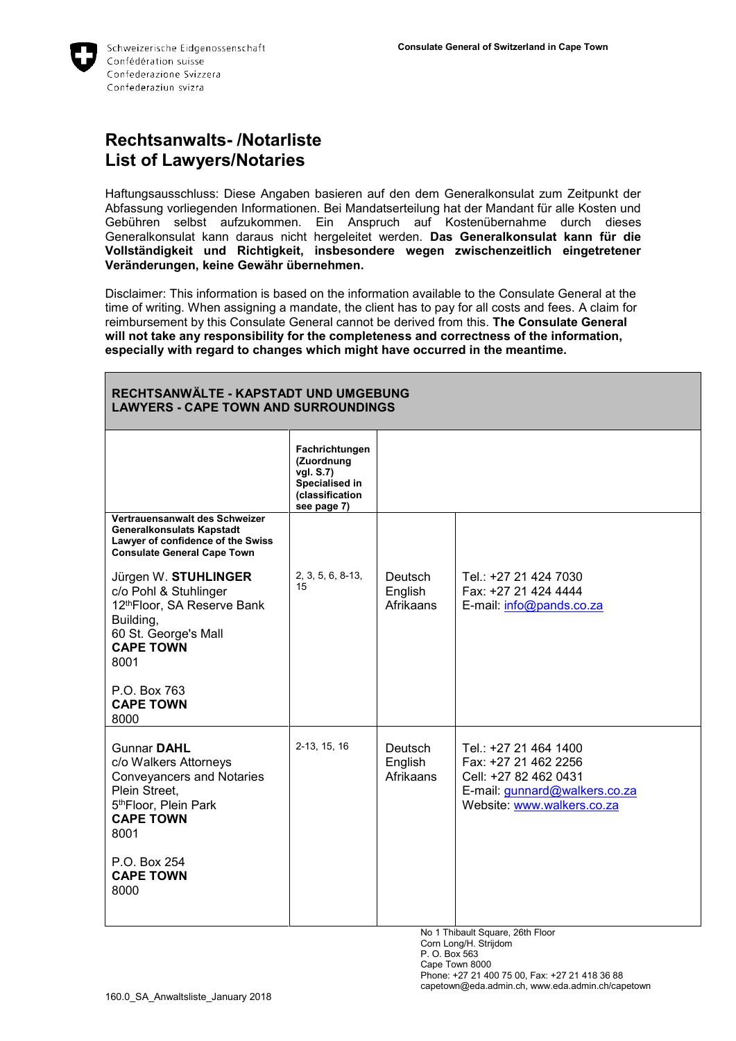Schweizerische Eidgenossenschaft
Confédération suisse
Confederazione Svizzera
Confederaziun svizra

**Consulate General of Switzerland in Cape Town**

# Rechtsanwalts- /Notarliste
# List of Lawyers/Notaries

Haftungsausschluss: Diese Angaben basieren auf den dem Generalkonsulat zum Zeitpunkt der Abfassung vorliegenden Informationen. Bei Mandatserteilung hat der Mandant für alle Kosten und Gebühren selbst aufzukommen. Ein Anspruch auf Kostenübernahme durch dieses Generalkonsulat kann daraus nicht hergeleitet werden. **Das Generalkonsulat kann für die Vollständigkeit und Richtigkeit, insbesondere wegen zwischenzeitlich eingetretener Veränderungen, keine Gewähr übernehmen.**

Disclaimer: This information is based on the information available to the Consulate General at the time of writing. When assigning a mandate, the client has to pay for all costs and fees. A claim for reimbursement by this Consulate General cannot be derived from this. **The Consulate General will not take any responsibility for the completeness and correctness of the information, especially with regard to changes which might have occurred in the meantime.**

| **RECHTSANWÄLTE - KAPSTADT UND UMGEBUNG<br>LAWYERS - CAPE TOWN AND SURROUNDINGS** | | | |
|---|---|---|---|
| | **Fachrichtungen (Zuordnung vgl. S.7)<br>Specialised in (classification see page 7)** | | |
| **Vertrauensanwalt des Schweizer Generalkonsulats Kapstadt<br>Lawyer of confidence of the Swiss Consulate General Cape Town**<br><br>Jürgen W. **STUHLINGER**<br>c/o Pohl & Stuhlinger<br>12thFloor, SA Reserve Bank Building,<br>60 St. George's Mall<br>**CAPE TOWN**<br>8001<br><br>P.O. Box 763<br>**CAPE TOWN**<br>8000 | 2, 3, 5, 6, 8-13, 15 | Deutsch<br>English<br>Afrikaans | Tel.: +27 21 424 7030<br>Fax: +27 21 424 4444<br>E-mail: info@pands.co.za |
| Gunnar **DAHL**<br>c/o Walkers Attorneys<br>Conveyancers and Notaries<br>Plein Street,<br>5thFloor, Plein Park<br>**CAPE TOWN**<br>8001<br><br>P.O. Box 254<br>**CAPE TOWN**<br>8000 | 2-13, 15, 16 | Deutsch<br>English<br>Afrikaans | Tel.: +27 21 464 1400<br>Fax: +27 21 462 2256<br>Cell: +27 82 462 0431<br>E-mail: gunnard@walkers.co.za<br>Website: www.walkers.co.za |

No 1 Thibault Square, 26th Floor
Corn Long/H. Strijdom
P. O. Box 563
Cape Town 8000
Phone: +27 21 400 75 00, Fax: +27 21 418 36 88
capetown@eda.admin.ch, www.eda.admin.ch/capetown

160.0_SA_Anwaltsliste_January 2018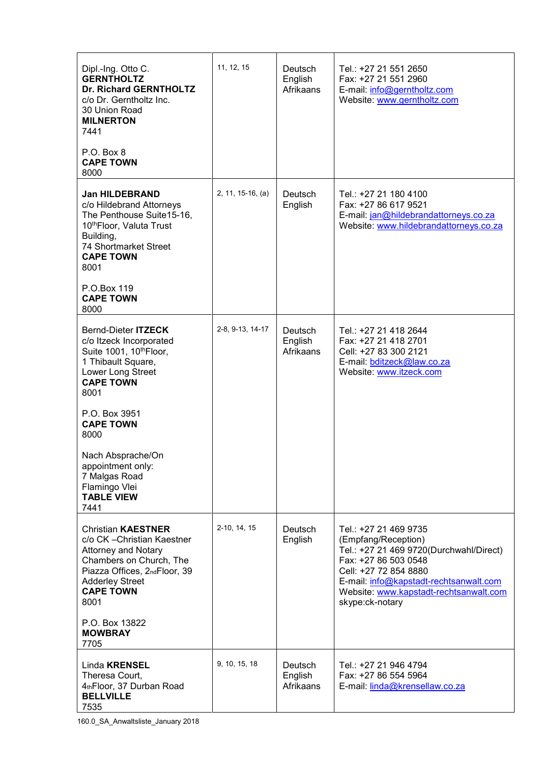| | | | |
|---|---|---|---|
| Dipl.-Ing. Otto C. **GERNTHOLTZ**<br>**Dr. Richard GERNTHOLTZ**<br>c/o Dr. Gerntholtz Inc.<br>30 Union Road<br>**MILNERTON**<br>7441<br><br>P.O. Box 8<br>**CAPE TOWN**<br>8000 | 11, 12, 15 | Deutsch<br>English<br>Afrikaans | Tel.: +27 21 551 2650<br>Fax: +27 21 551 2960<br>E-mail: info@gerntholtz.com<br>Website: www.gerntholtz.com |
| **Jan HILDEBRAND**<br>c/o Hildebrand Attorneys<br>The Penthouse Suite15-16, 10thFloor, Valuta Trust Building,<br>74 Shortmarket Street<br>**CAPE TOWN**<br>8001<br><br>P.O.Box 119<br>**CAPE TOWN**<br>8000 | 2, 11, 15-16, (a) | Deutsch<br>English | Tel.: +27 21 180 4100<br>Fax: +27 86 617 9521<br>E-mail: jan@hildebrandattorneys.co.za<br>Website: www.hildebrandattorneys.co.za |
| Bernd-Dieter **ITZECK**<br>c/o Itzeck Incorporated<br>Suite 1001, 10thFloor,<br>1 Thibault Square,<br>Lower Long Street<br>**CAPE TOWN**<br>8001<br><br>P.O. Box 3951<br>**CAPE TOWN**<br>8000<br><br>Nach Absprache/On appointment only:<br>7 Malgas Road<br>Flamingo Vlei<br>**TABLE VIEW**<br>7441 | 2-8, 9-13, 14-17 | Deutsch<br>English<br>Afrikaans | Tel.: +27 21 418 2644<br>Fax: +27 21 418 2701<br>Cell: +27 83 300 2121<br>E-mail: bditzeck@law.co.za<br>Website: www.itzeck.com |
| Christian **KAESTNER**<br>c/o CK –Christian Kaestner Attorney and Notary<br>Chambers on Church, The Piazza Offices, 2ndFloor, 39 Adderley Street<br>**CAPE TOWN**<br>8001<br><br>P.O. Box 13822<br>**MOWBRAY**<br>7705 | 2-10, 14, 15 | Deutsch<br>English | Tel.: +27 21 469 9735 (Empfang/Reception)<br>Tel.: +27 21 469 9720(Durchwahl/Direct)<br>Fax: +27 86 503 0548<br>Cell: +27 72 854 8880<br>E-mail: info@kapstadt-rechtsanwalt.com<br>Website: www.kapstadt-rechtsanwalt.com<br>skype:ck-notary |
| Linda **KRENSEL**<br>Theresa Court,<br>4thFloor, 37 Durban Road<br>**BELLVILLE**<br>7535 | 9, 10, 15, 18 | Deutsch<br>English<br>Afrikaans | Tel.: +27 21 946 4794<br>Fax: +27 86 554 5964<br>E-mail: linda@krensellaw.co.za |

160.0_SA_Anwaltsliste_January 2018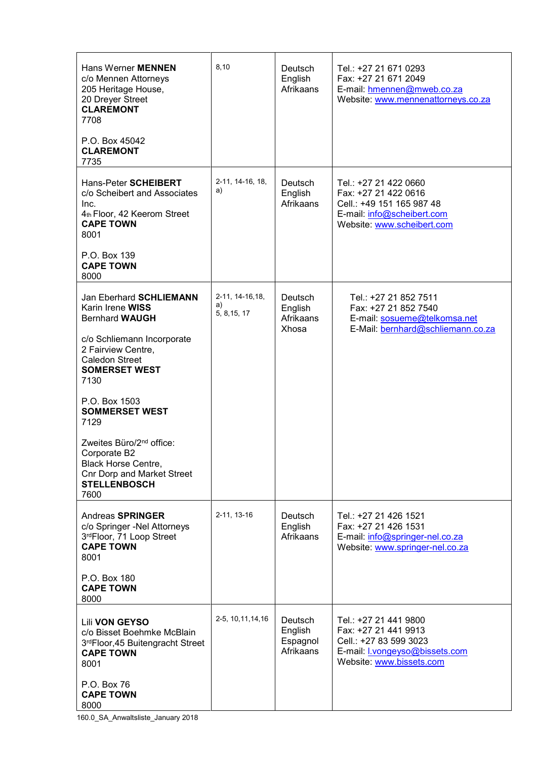| | | | |
|---|---|---|---|
| Hans Werner **MENNEN**<br>c/o Mennen Attorneys<br>205 Heritage House,<br>20 Dreyer Street<br>**CLAREMONT**<br>7708<br><br>P.O. Box 45042<br>**CLAREMONT**<br>7735 | 8,10 | Deutsch<br>English<br>Afrikaans | Tel.: +27 21 671 0293<br>Fax: +27 21 671 2049<br>E-mail: hmennen@mweb.co.za<br>Website: www.mennenattorneys.co.za |
| Hans-Peter **SCHEIBERT**<br>c/o Scheibert and Associates Inc.<br>4th Floor, 42 Keerom Street<br>**CAPE TOWN**<br>8001<br><br>P.O. Box 139<br>**CAPE TOWN**<br>8000 | 2-11, 14-16, 18, a) | Deutsch<br>English<br>Afrikaans | Tel.: +27 21 422 0660<br>Fax: +27 21 422 0616<br>Cell.: +49 151 165 987 48<br>E-mail: info@scheibert.com<br>Website: www.scheibert.com |
| Jan Eberhard **SCHLIEMANN**<br>Karin Irene **WISS**<br>Bernhard **WAUGH**<br><br>c/o Schliemann Incorporate<br>2 Fairview Centre,<br>Caledon Street<br>**SOMERSET WEST**<br>7130<br><br>P.O. Box 1503<br>**SOMMERSET WEST**<br>7129<br><br>Zweites Büro/2nd office:<br>Corporate B2<br>Black Horse Centre,<br>Cnr Dorp and Market Street<br>**STELLENBOSCH**<br>7600 | 2-11, 14-16,18, a)<br>5, 8,15, 17 | Deutsch<br>English<br>Afrikaans<br>Xhosa | Tel.: +27 21 852 7511<br>Fax: +27 21 852 7540<br>E-mail: sosueme@telkomsa.net<br>E-Mail: bernhard@schliemann.co.za |
| Andreas **SPRINGER**<br>c/o Springer -Nel Attorneys<br>3rdFloor, 71 Loop Street<br>**CAPE TOWN**<br>8001<br><br>P.O. Box 180<br>**CAPE TOWN**<br>8000 | 2-11, 13-16 | Deutsch<br>English<br>Afrikaans | Tel.: +27 21 426 1521<br>Fax: +27 21 426 1531<br>E-mail: info@springer-nel.co.za<br>Website: www.springer-nel.co.za |
| Lili **VON GEYSO**<br>c/o Bisset Boehmke McBlain<br>3rdFloor,45 Buitengracht Street<br>**CAPE TOWN**<br>8001<br><br>P.O. Box 76<br>**CAPE TOWN**<br>8000 | 2-5, 10,11,14,16 | Deutsch<br>English<br>Espagnol<br>Afrikaans | Tel.: +27 21 441 9800<br>Fax: +27 21 441 9913<br>Cell.: +27 83 599 3023<br>E-mail: l.vongeyso@bissets.com<br>Website: www.bissets.com |

160.0_SA_Anwaltsliste_January 2018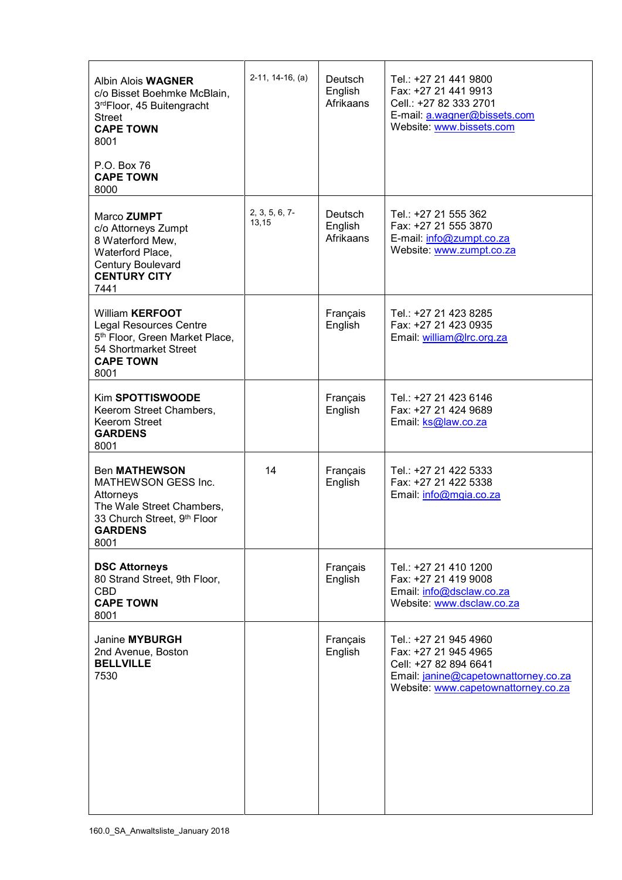| | | | |
|---|---|---|---|
| Albin Alois **WAGNER**<br>c/o Bisset Boehmke McBlain,<br>3rdFloor, 45 Buitengracht Street<br>**CAPE TOWN**<br>8001<br><br>P.O. Box 76<br>**CAPE TOWN**<br>8000 | 2-11, 14-16, (a) | Deutsch<br>English<br>Afrikaans | Tel.: +27 21 441 9800<br>Fax: +27 21 441 9913<br>Cell.: +27 82 333 2701<br>E-mail: a.wagner@bissets.com<br>Website: www.bissets.com |
| Marco **ZUMPT**<br>c/o Attorneys Zumpt<br>8 Waterford Mew,<br>Waterford Place,<br>Century Boulevard<br>**CENTURY CITY**<br>7441 | 2, 3, 5, 6, 7-13,15 | Deutsch<br>English<br>Afrikaans | Tel.: +27 21 555 362<br>Fax: +27 21 555 3870<br>E-mail: info@zumpt.co.za<br>Website: www.zumpt.co.za |
| William **KERFOOT**<br>Legal Resources Centre<br>5th Floor, Green Market Place,<br>54 Shortmarket Street<br>**CAPE TOWN**<br>8001 | | Français<br>English | Tel.: +27 21 423 8285<br>Fax: +27 21 423 0935<br>Email: william@lrc.org.za |
| Kim **SPOTTISWOODE**<br>Keerom Street Chambers,<br>Keerom Street<br>**GARDENS**<br>8001 | | Français<br>English | Tel.: +27 21 423 6146<br>Fax: +27 21 424 9689<br>Email: ks@law.co.za |
| Ben **MATHEWSON**<br>MATHEWSON GESS Inc. Attorneys<br>The Wale Street Chambers,<br>33 Church Street, 9th Floor<br>**GARDENS**<br>8001 | 14 | Français<br>English | Tel.: +27 21 422 5333<br>Fax: +27 21 422 5338<br>Email: info@mgia.co.za |
| **DSC Attorneys**<br>80 Strand Street, 9th Floor,<br>CBD<br>**CAPE TOWN**<br>8001 | | Français<br>English | Tel.: +27 21 410 1200<br>Fax: +27 21 419 9008<br>Email: info@dsclaw.co.za<br>Website: www.dsclaw.co.za |
| Janine **MYBURGH**<br>2nd Avenue, Boston<br>**BELLVILLE**<br>7530 | | Français<br>English | Tel.: +27 21 945 4960<br>Fax: +27 21 945 4965<br>Cell: +27 82 894 6641<br>Email: janine@capetownattorney.co.za<br>Website: www.capetownattorney.co.za |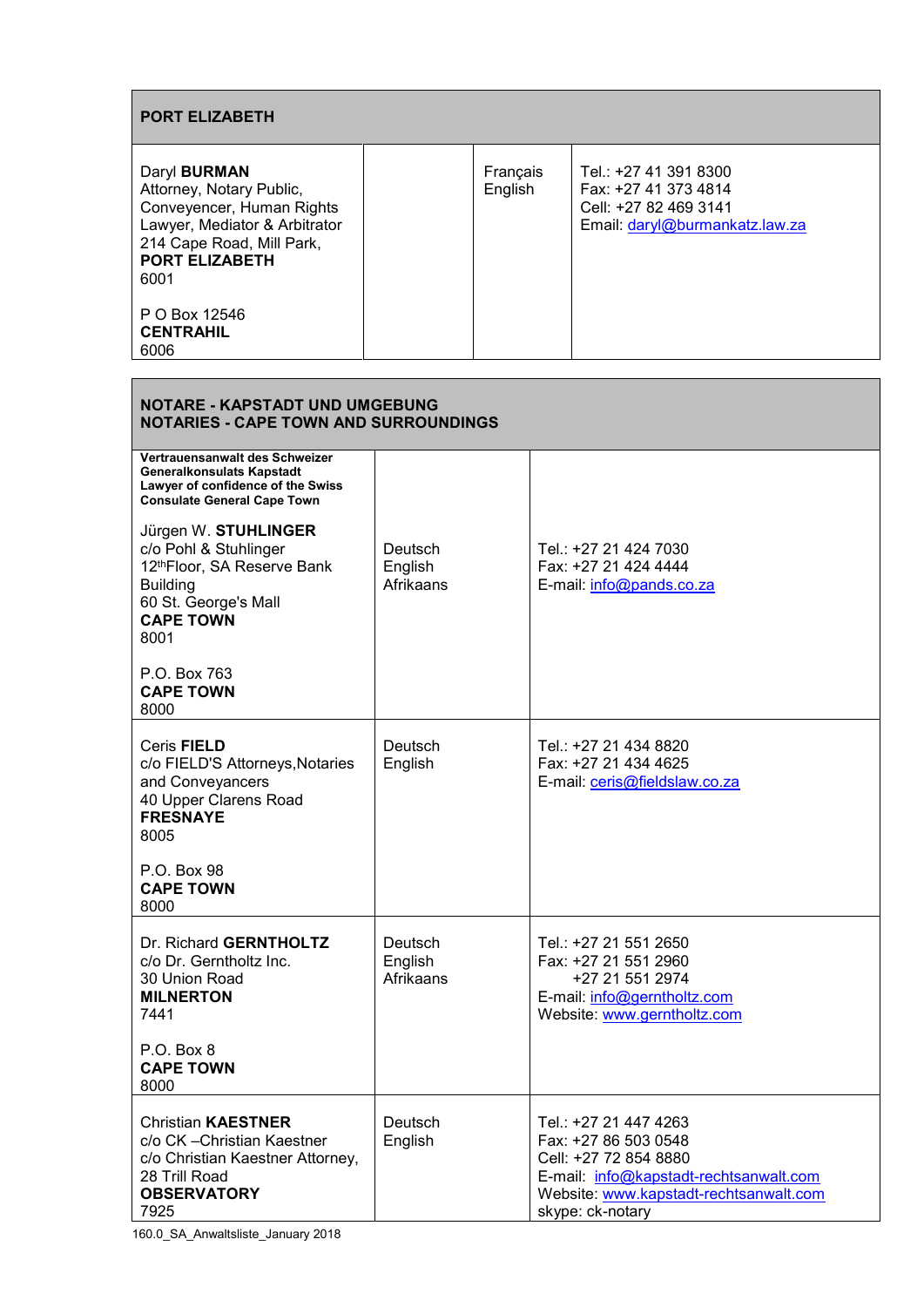| **PORT ELIZABETH** | | | |
|---|---|---|---|
| Daryl **BURMAN**<br>Attorney, Notary Public, Conveyencer, Human Rights Lawyer, Mediator & Arbitrator<br>214 Cape Road, Mill Park,<br>**PORT ELIZABETH**<br>6001<br><br>P O Box 12546<br>**CENTRAHIL**<br>6006 | | Français<br>English | Tel.: +27 41 391 8300<br>Fax: +27 41 373 4814<br>Cell: +27 82 469 3141<br>Email: daryl@burmankatz.law.za |

| **NOTARE - KAPSTADT UND UMGEBUNG**<br>**NOTARIES - CAPE TOWN AND SURROUNDINGS** | | |
|---|---|---|
| **Vertrauensanwalt des Schweizer Generalkonsulats Kapstadt**<br>**Lawyer of confidence of the Swiss Consulate General Cape Town**<br><br>Jürgen W. **STUHLINGER**<br>c/o Pohl & Stuhlinger<br>12th Floor, SA Reserve Bank Building<br>60 St. George's Mall<br>**CAPE TOWN**<br>8001<br><br>P.O. Box 763<br>**CAPE TOWN**<br>8000 | Deutsch<br>English<br>Afrikaans | Tel.: +27 21 424 7030<br>Fax: +27 21 424 4444<br>E-mail: info@pands.co.za |
| Ceris **FIELD**<br>c/o FIELD'S Attorneys,Notaries and Conveyancers<br>40 Upper Clarens Road<br>**FRESNAYE**<br>8005<br><br>P.O. Box 98<br>**CAPE TOWN**<br>8000 | Deutsch<br>English | Tel.: +27 21 434 8820<br>Fax: +27 21 434 4625<br>E-mail: ceris@fieldslaw.co.za |
| Dr. Richard **GERNTHOLTZ**<br>c/o Dr. Gerntholtz Inc.<br>30 Union Road<br>**MILNERTON**<br>7441<br><br>P.O. Box 8<br>**CAPE TOWN**<br>8000 | Deutsch<br>English<br>Afrikaans | Tel.: +27 21 551 2650<br>Fax: +27 21 551 2960<br>+27 21 551 2974<br>E-mail: info@gerntholtz.com<br>Website: www.gerntholtz.com |
| Christian **KAESTNER**<br>c/o CK –Christian Kaestner<br>c/o Christian Kaestner Attorney,<br>28 Trill Road<br>**OBSERVATORY**<br>7925 | Deutsch<br>English | Tel.: +27 21 447 4263<br>Fax: +27 86 503 0548<br>Cell: +27 72 854 8880<br>E-mail: info@kapstadt-rechtsanwalt.com<br>Website: www.kapstadt-rechtsanwalt.com<br>skype: ck-notary |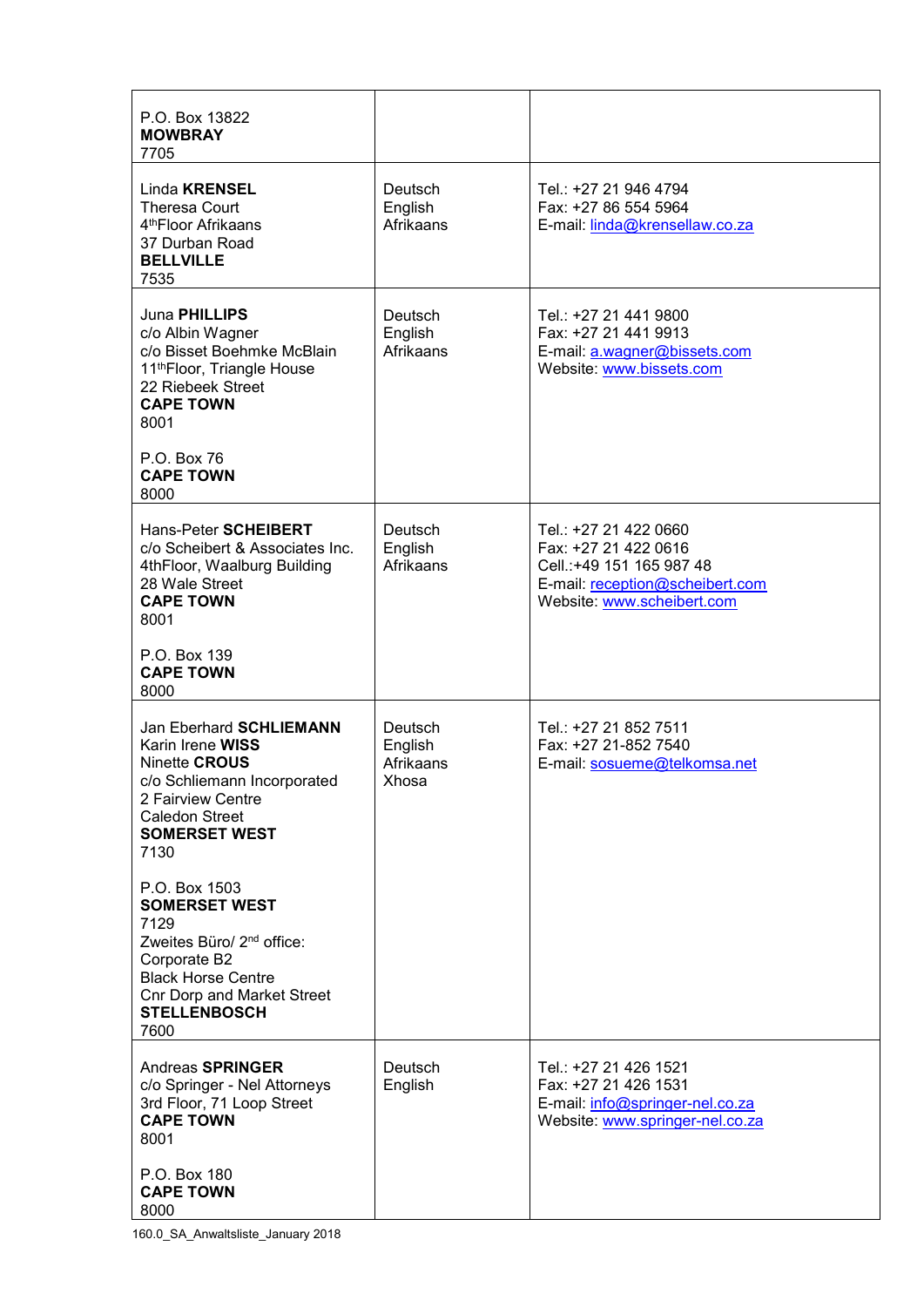| | | |
|---|---|---|
| P.O. Box 13822<br>**MOWBRAY**<br>7705 | | |
| Linda **KRENSEL**<br>Theresa Court<br>4thFloor Afrikaans<br>37 Durban Road<br>**BELLVILLE**<br>7535 | Deutsch<br>English<br>Afrikaans | Tel.: +27 21 946 4794<br>Fax: +27 86 554 5964<br>E-mail: linda@krensellaw.co.za |
| Juna **PHILLIPS**<br>c/o Albin Wagner<br>c/o Bisset Boehmke McBlain<br>11thFloor, Triangle House<br>22 Riebeek Street<br>**CAPE TOWN**<br>8001<br><br>P.O. Box 76<br>**CAPE TOWN**<br>8000 | Deutsch<br>English<br>Afrikaans | Tel.: +27 21 441 9800<br>Fax: +27 21 441 9913<br>E-mail: a.wagner@bissets.com<br>Website: www.bissets.com |
| Hans-Peter **SCHEIBERT**<br>c/o Scheibert & Associates Inc.<br>4thFloor, Waalburg Building<br>28 Wale Street<br>**CAPE TOWN**<br>8001<br><br>P.O. Box 139<br>**CAPE TOWN**<br>8000 | Deutsch<br>English<br>Afrikaans | Tel.: +27 21 422 0660<br>Fax: +27 21 422 0616<br>Cell.:+49 151 165 987 48<br>E-mail: reception@scheibert.com<br>Website: www.scheibert.com |
| Jan Eberhard **SCHLIEMANN**<br>Karin Irene **WISS**<br>Ninette **CROUS**<br>c/o Schliemann Incorporated<br>2 Fairview Centre<br>Caledon Street<br>**SOMERSET WEST**<br>7130<br><br>P.O. Box 1503<br>**SOMERSET WEST**<br>7129<br>Zweites Büro/ 2nd office:<br>Corporate B2<br>Black Horse Centre<br>Cnr Dorp and Market Street<br>**STELLENBOSCH**<br>7600 | Deutsch<br>English<br>Afrikaans<br>Xhosa | Tel.: +27 21 852 7511<br>Fax: +27 21-852 7540<br>E-mail: sosueme@telkomsa.net |
| Andreas **SPRINGER**<br>c/o Springer - Nel Attorneys<br>3rd Floor, 71 Loop Street<br>**CAPE TOWN**<br>8001<br><br>P.O. Box 180<br>**CAPE TOWN**<br>8000 | Deutsch<br>English | Tel.: +27 21 426 1521<br>Fax: +27 21 426 1531<br>E-mail: info@springer-nel.co.za<br>Website: www.springer-nel.co.za |

160.0_SA_Anwaltsliste_January 2018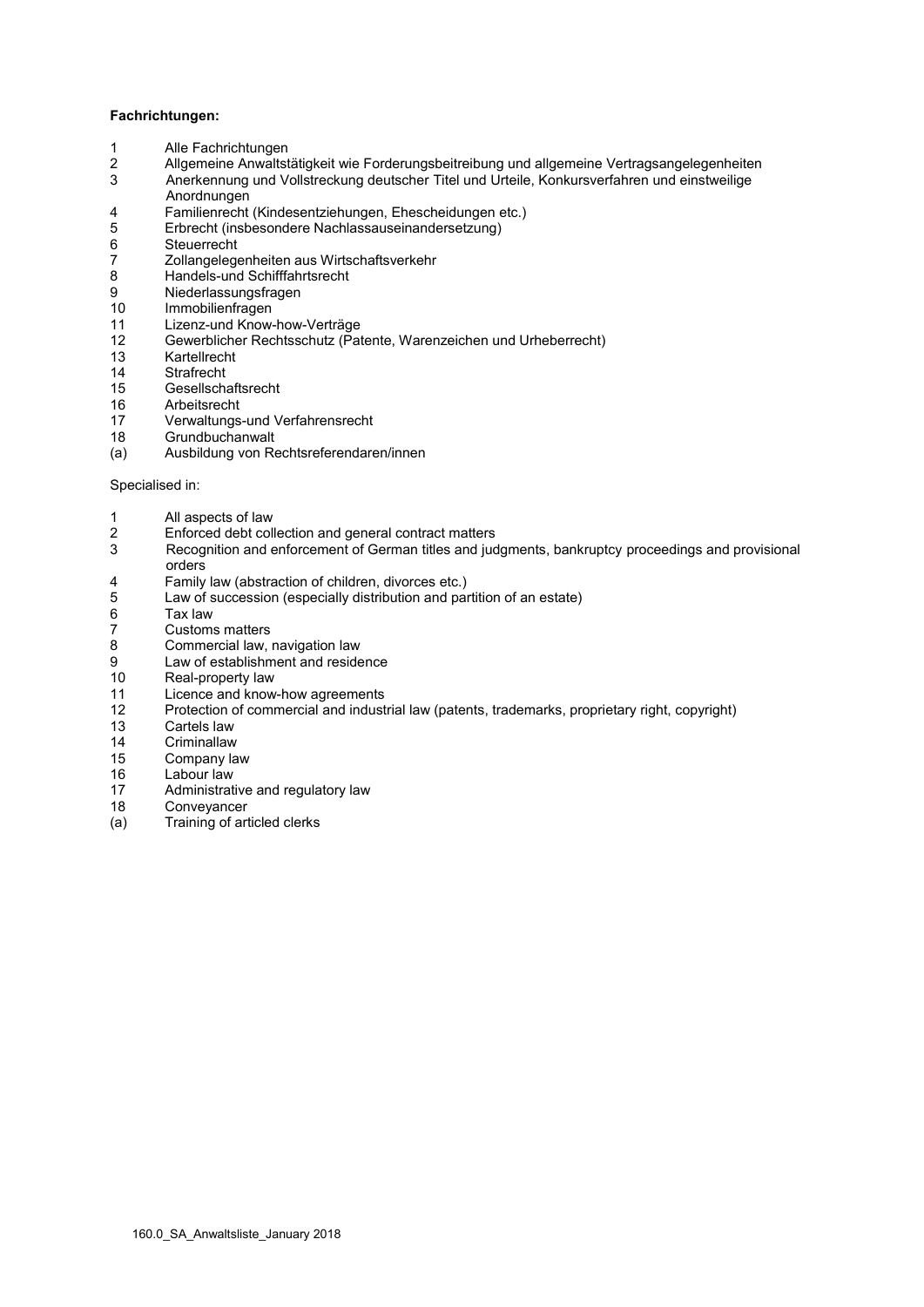**Fachrichtungen:**

1 Alle Fachrichtungen
2 Allgemeine Anwaltstätigkeit wie Forderungsbeitreibung und allgemeine Vertragsangelegenheiten
3 Anerkennung und Vollstreckung deutscher Titel und Urteile, Konkursverfahren und einstweilige Anordnungen
4 Familienrecht (Kindesentziehungen, Ehescheidungen etc.)
5 Erbrecht (insbesondere Nachlassauseinandersetzung)
6 Steuerrecht
7 Zollangelegenheiten aus Wirtschaftsverkehr
8 Handels-und Schifffahrtsrecht
9 Niederlassungsfragen
10 Immobilienfragen
11 Lizenz-und Know-how-Verträge
12 Gewerblicher Rechtsschutz (Patente, Warenzeichen und Urheberrecht)
13 Kartellrecht
14 Strafrecht
15 Gesellschaftsrecht
16 Arbeitsrecht
17 Verwaltungs-und Verfahrensrecht
18 Grundbuchanwalt
(a) Ausbildung von Rechtsreferendaren/innen

Specialised in:

1 All aspects of law
2 Enforced debt collection and general contract matters
3 Recognition and enforcement of German titles and judgments, bankruptcy proceedings and provisional orders
4 Family law (abstraction of children, divorces etc.)
5 Law of succession (especially distribution and partition of an estate)
6 Tax law
7 Customs matters
8 Commercial law, navigation law
9 Law of establishment and residence
10 Real-property law
11 Licence and know-how agreements
12 Protection of commercial and industrial law (patents, trademarks, proprietary right, copyright)
13 Cartels law
14 Criminallaw
15 Company law
16 Labour law
17 Administrative and regulatory law
18 Conveyancer
(a) Training of articled clerks